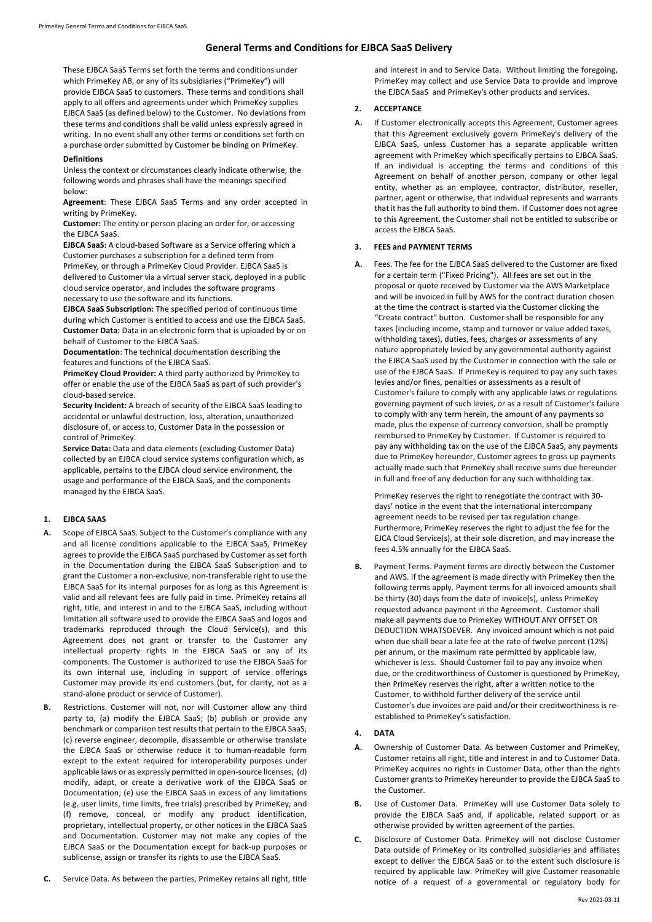# General Terms and Conditions for EJBCA SaaS Delivery

These EJBCA SaaS Terms set forth the terms and conditions under which PrimeKey AB, or any of its subsidiaries ("PrimeKey") will provide EJBCA SaaS to customers. These terms and conditions shall apply to all offers and agreements under which PrimeKey supplies EJBCA SaaS (as defined below) to the Customer. No deviations from these terms and conditions shall be valid unless expressly agreed in writing. In no event shall any other terms or conditions set forth on a purchase order submitted by Customer be binding on PrimeKey.

**Definitions**

Unless the context or circumstances clearly indicate otherwise, the following words and phrases shall have the meanings specified below:

**Agreement**: These EJBCA SaaS Terms and any order accepted in writing by PrimeKey.

**Customer:** The entity or person placing an order for, or accessing the EJBCA SaaS.

**EJBCA SaaS:** A cloud-based Software as a Service offering which a Customer purchases a subscription for a defined term from PrimeKey, or through a PrimeKey Cloud Provider. EJBCA SaaS is delivered to Customer via a virtual server stack, deployed in a public cloud service operator, and includes the software programs necessary to use the software and its functions.

**EJBCA SaaS Subscription:** The specified period of continuous time during which Customer is entitled to access and use the EJBCA SaaS.

**Customer Data:** Data in an electronic form that is uploaded by or on behalf of Customer to the EJBCA SaaS.

**Documentation**: The technical documentation describing the features and functions of the EJBCA SaaS.

**PrimeKey Cloud Provider:** A third party authorized by PrimeKey to offer or enable the use of the EJBCA SaaS as part of such provider's cloud-based service.

**Security Incident:** A breach of security of the EJBCA SaaS leading to accidental or unlawful destruction, loss, alteration, unauthorized disclosure of, or access to, Customer Data in the possession or control of PrimeKey.

**Service Data:** Data and data elements (excluding Customer Data) collected by an EJBCA cloud service systems configuration which, as applicable, pertains to the EJBCA cloud service environment, the usage and performance of the EJBCA SaaS, and the components managed by the EJBCA SaaS.

## 1. EJBCA SAAS

**A.** Scope of EJBCA SaaS. Subject to the Customer's compliance with any and all license conditions applicable to the EJBCA SaaS, PrimeKey agrees to provide the EJBCA SaaS purchased by Customer as set forth in the Documentation during the EJBCA SaaS Subscription and to grant the Customer a non-exclusive, non-transferable right to use the EJBCA SaaS for its internal purposes for as long as this Agreement is valid and all relevant fees are fully paid in time. PrimeKey retains all right, title, and interest in and to the EJBCA SaaS, including without limitation all software used to provide the EJBCA SaaS and logos and trademarks reproduced through the Cloud Service(s), and this Agreement does not grant or transfer to the Customer any intellectual property rights in the EJBCA SaaS or any of its components. The Customer is authorized to use the EJBCA SaaS for its own internal use, including in support of service offerings Customer may provide its end customers (but, for clarity, not as a stand-alone product or service of Customer).

**B.** Restrictions. Customer will not, nor will Customer allow any third party to, (a) modify the EJBCA SaaS; (b) publish or provide any benchmark or comparison test results that pertain to the EJBCA SaaS; (c) reverse engineer, decompile, disassemble or otherwise translate the EJBCA SaaS or otherwise reduce it to human-readable form except to the extent required for interoperability purposes under applicable laws or as expressly permitted in open-source licenses; (d) modify, adapt, or create a derivative work of the EJBCA SaaS or Documentation; (e) use the EJBCA SaaS in excess of any limitations (e.g. user limits, time limits, free trials) prescribed by PrimeKey; and (f) remove, conceal, or modify any product identification, proprietary, intellectual property, or other notices in the EJBCA SaaS and Documentation. Customer may not make any copies of the EJBCA SaaS or the Documentation except for back-up purposes or sublicense, assign or transfer its rights to use the EJBCA SaaS.

**C.** Service Data. As between the parties, PrimeKey retains all right, title and interest in and to Service Data. Without limiting the foregoing, PrimeKey may collect and use Service Data to provide and improve the EJBCA SaaS and PrimeKey's other products and services.

## 2. ACCEPTANCE

**A.** If Customer electronically accepts this Agreement, Customer agrees that this Agreement exclusively govern PrimeKey's delivery of the EJBCA SaaS, unless Customer has a separate applicable written agreement with PrimeKey which specifically pertains to EJBCA SaaS. If an individual is accepting the terms and conditions of this Agreement on behalf of another person, company or other legal entity, whether as an employee, contractor, distributor, reseller, partner, agent or otherwise, that individual represents and warrants that it has the full authority to bind them. If Customer does not agree to this Agreement. the Customer shall not be entitled to subscribe or access the EJBCA SaaS.

## 3. FEES and PAYMENT TERMS

**A.** Fees. The fee for the EJBCA SaaS delivered to the Customer are fixed for a certain term ("Fixed Pricing"). All fees are set out in the proposal or quote received by Customer via the AWS Marketplace and will be invoiced in full by AWS for the contract duration chosen at the time the contract is started via the Customer clicking the "Create contract" button. Customer shall be responsible for any taxes (including income, stamp and turnover or value added taxes, withholding taxes), duties, fees, charges or assessments of any nature appropriately levied by any governmental authority against the EJBCA SaaS used by the Customer in connection with the sale or use of the EJBCA SaaS. If PrimeKey is required to pay any such taxes levies and/or fines, penalties or assessments as a result of Customer's failure to comply with any applicable laws or regulations governing payment of such levies, or as a result of Customer's failure to comply with any term herein, the amount of any payments so made, plus the expense of currency conversion, shall be promptly reimbursed to PrimeKey by Customer. If Customer is required to pay any withholding tax on the use of the EJBCA SaaS, any payments due to PrimeKey hereunder, Customer agrees to gross up payments actually made such that PrimeKey shall receive sums due hereunder in full and free of any deduction for any such withholding tax.

PrimeKey reserves the right to renegotiate the contract with 30-days' notice in the event that the international intercompany agreement needs to be revised per tax regulation change. Furthermore, PrimeKey reserves the right to adjust the fee for the EJCA Cloud Service(s), at their sole discretion, and may increase the fees 4.5% annually for the EJBCA SaaS.

**B.** Payment Terms. Payment terms are directly between the Customer and AWS. If the agreement is made directly with PrimeKey then the following terms apply. Payment terms for all invoiced amounts shall be thirty (30) days from the date of invoice(s), unless PrimeKey requested advance payment in the Agreement. Customer shall make all payments due to PrimeKey WITHOUT ANY OFFSET OR DEDUCTION WHATSOEVER. Any invoiced amount which is not paid when due shall bear a late fee at the rate of twelve percent (12%) per annum, or the maximum rate permitted by applicable law, whichever is less. Should Customer fail to pay any invoice when due, or the creditworthiness of Customer is questioned by PrimeKey, then PrimeKey reserves the right, after a written notice to the Customer, to withhold further delivery of the service until Customer's due invoices are paid and/or their creditworthiness is re-established to PrimeKey's satisfaction.

## 4. DATA

**A.** Ownership of Customer Data. As between Customer and PrimeKey, Customer retains all right, title and interest in and to Customer Data. PrimeKey acquires no rights in Customer Data, other than the rights Customer grants to PrimeKey hereunder to provide the EJBCA SaaS to the Customer.

**B.** Use of Customer Data. PrimeKey will use Customer Data solely to provide the EJBCA SaaS and, if applicable, related support or as otherwise provided by written agreement of the parties.

**C.** Disclosure of Customer Data. PrimeKey will not disclose Customer Data outside of PrimeKey or its controlled subsidiaries and affiliates except to deliver the EJBCA SaaS or to the extent such disclosure is required by applicable law. PrimeKey will give Customer reasonable notice of a request of a governmental or regulatory body for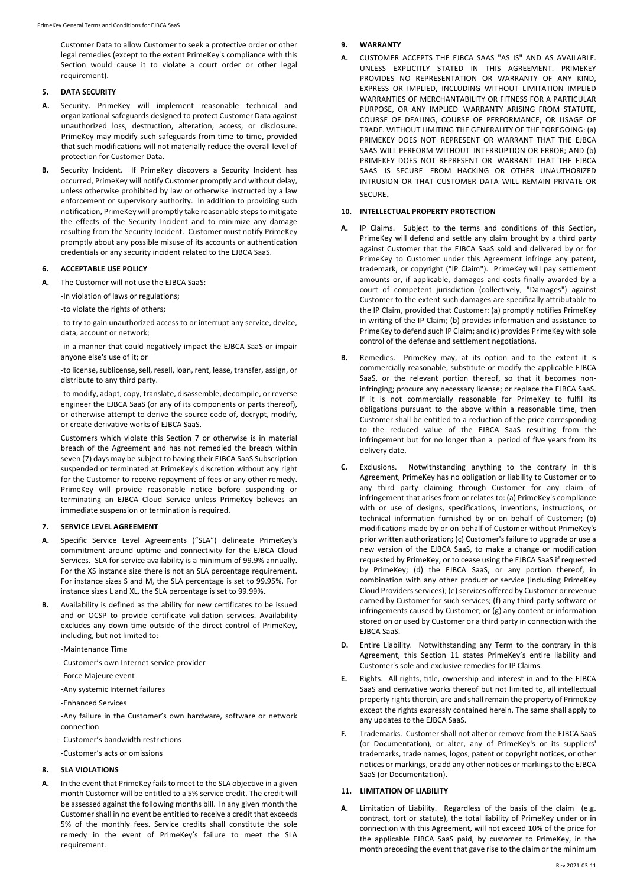Customer Data to allow Customer to seek a protective order or other legal remedies (except to the extent PrimeKey's compliance with this Section would cause it to violate a court order or other legal requirement).

## 5. DATA SECURITY

**A.** Security. PrimeKey will implement reasonable technical and organizational safeguards designed to protect Customer Data against unauthorized loss, destruction, alteration, access, or disclosure. PrimeKey may modify such safeguards from time to time, provided that such modifications will not materially reduce the overall level of protection for Customer Data.

**B.** Security Incident. If PrimeKey discovers a Security Incident has occurred, PrimeKey will notify Customer promptly and without delay, unless otherwise prohibited by law or otherwise instructed by a law enforcement or supervisory authority. In addition to providing such notification, PrimeKey will promptly take reasonable steps to mitigate the effects of the Security Incident and to minimize any damage resulting from the Security Incident. Customer must notify PrimeKey promptly about any possible misuse of its accounts or authentication credentials or any security incident related to the EJBCA SaaS.

## 6. ACCEPTABLE USE POLICY

**A.** The Customer will not use the EJBCA SaaS:

-In violation of laws or regulations;

-to violate the rights of others;

-to try to gain unauthorized access to or interrupt any service, device, data, account or network;

-in a manner that could negatively impact the EJBCA SaaS or impair anyone else's use of it; or

-to license, sublicense, sell, resell, loan, rent, lease, transfer, assign, or distribute to any third party.

-to modify, adapt, copy, translate, disassemble, decompile, or reverse engineer the EJBCA SaaS (or any of its components or parts thereof), or otherwise attempt to derive the source code of, decrypt, modify, or create derivative works of EJBCA SaaS.

Customers which violate this Section 7 or otherwise is in material breach of the Agreement and has not remedied the breach within seven (7) days may be subject to having their EJBCA SaaS Subscription suspended or terminated at PrimeKey's discretion without any right for the Customer to receive repayment of fees or any other remedy. PrimeKey will provide reasonable notice before suspending or terminating an EJBCA Cloud Service unless PrimeKey believes an immediate suspension or termination is required.

## 7. SERVICE LEVEL AGREEMENT

**A.** Specific Service Level Agreements ("SLA") delineate PrimeKey's commitment around uptime and connectivity for the EJBCA Cloud Services. SLA for service availability is a minimum of 99.9% annually. For the XS instance size there is not an SLA percentage requirement. For instance sizes S and M, the SLA percentage is set to 99.95%. For instance sizes L and XL, the SLA percentage is set to 99.99%.

**B.** Availability is defined as the ability for new certificates to be issued and or OCSP to provide certificate validation services. Availability excludes any down time outside of the direct control of PrimeKey, including, but not limited to:

-Maintenance Time

-Customer's own Internet service provider

-Force Majeure event

-Any systemic Internet failures

-Enhanced Services

-Any failure in the Customer's own hardware, software or network connection

-Customer's bandwidth restrictions

-Customer's acts or omissions

## 8. SLA VIOLATIONS

**A.** In the event that PrimeKey fails to meet to the SLA objective in a given month Customer will be entitled to a 5% service credit. The credit will be assessed against the following months bill. In any given month the Customer shall in no event be entitled to receive a credit that exceeds 5% of the monthly fees. Service credits shall constitute the sole remedy in the event of PrimeKey's failure to meet the SLA requirement.

## 9. WARRANTY

**A.** CUSTOMER ACCEPTS THE EJBCA SAAS "AS IS" AND AS AVAILABLE. UNLESS EXPLICITLY STATED IN THIS AGREEMENT. PRIMEKEY PROVIDES NO REPRESENTATION OR WARRANTY OF ANY KIND, EXPRESS OR IMPLIED, INCLUDING WITHOUT LIMITATION IMPLIED WARRANTIES OF MERCHANTABILITY OR FITNESS FOR A PARTICULAR PURPOSE, OR ANY IMPLIED WARRANTY ARISING FROM STATUTE, COURSE OF DEALING, COURSE OF PERFORMANCE, OR USAGE OF TRADE. WITHOUT LIMITING THE GENERALITY OF THE FOREGOING: (a) PRIMEKEY DOES NOT REPRESENT OR WARRANT THAT THE EJBCA SAAS WILL PERFORM WITHOUT INTERRUPTION OR ERROR; AND (b) PRIMEKEY DOES NOT REPRESENT OR WARRANT THAT THE EJBCA SAAS IS SECURE FROM HACKING OR OTHER UNAUTHORIZED INTRUSION OR THAT CUSTOMER DATA WILL REMAIN PRIVATE OR SECURE.

## 10. INTELLECTUAL PROPERTY PROTECTION

**A.** IP Claims. Subject to the terms and conditions of this Section, PrimeKey will defend and settle any claim brought by a third party against Customer that the EJBCA SaaS sold and delivered by or for PrimeKey to Customer under this Agreement infringe any patent, trademark, or copyright ("IP Claim"). PrimeKey will pay settlement amounts or, if applicable, damages and costs finally awarded by a court of competent jurisdiction (collectively, "Damages") against Customer to the extent such damages are specifically attributable to the IP Claim, provided that Customer: (a) promptly notifies PrimeKey in writing of the IP Claim; (b) provides information and assistance to PrimeKey to defend such IP Claim; and (c) provides PrimeKey with sole control of the defense and settlement negotiations.

**B.** Remedies. PrimeKey may, at its option and to the extent it is commercially reasonable, substitute or modify the applicable EJBCA SaaS, or the relevant portion thereof, so that it becomes non-infringing; procure any necessary license; or replace the EJBCA SaaS. If it is not commercially reasonable for PrimeKey to fulfil its obligations pursuant to the above within a reasonable time, then Customer shall be entitled to a reduction of the price corresponding to the reduced value of the EJBCA SaaS resulting from the infringement but for no longer than a period of five years from its delivery date.

**C.** Exclusions. Notwithstanding anything to the contrary in this Agreement, PrimeKey has no obligation or liability to Customer or to any third party claiming through Customer for any claim of infringement that arises from or relates to: (a) PrimeKey's compliance with or use of designs, specifications, inventions, instructions, or technical information furnished by or on behalf of Customer; (b) modifications made by or on behalf of Customer without PrimeKey's prior written authorization; (c) Customer's failure to upgrade or use a new version of the EJBCA SaaS, to make a change or modification requested by PrimeKey, or to cease using the EJBCA SaaS if requested by PrimeKey; (d) the EJBCA SaaS, or any portion thereof, in combination with any other product or service (including PrimeKey Cloud Providers services); (e) services offered by Customer or revenue earned by Customer for such services; (f) any third-party software or infringements caused by Customer; or (g) any content or information stored on or used by Customer or a third party in connection with the EJBCA SaaS.

**D.** Entire Liability. Notwithstanding any Term to the contrary in this Agreement, this Section 11 states PrimeKey's entire liability and Customer's sole and exclusive remedies for IP Claims.

**E.** Rights. All rights, title, ownership and interest in and to the EJBCA SaaS and derivative works thereof but not limited to, all intellectual property rights therein, are and shall remain the property of PrimeKey except the rights expressly contained herein. The same shall apply to any updates to the EJBCA SaaS.

**F.** Trademarks. Customer shall not alter or remove from the EJBCA SaaS (or Documentation), or alter, any of PrimeKey's or its suppliers' trademarks, trade names, logos, patent or copyright notices, or other notices or markings, or add any other notices or markings to the EJBCA SaaS (or Documentation).

## 11. LIMITATION OF LIABILITY

**A.** Limitation of Liability. Regardless of the basis of the claim (e.g. contract, tort or statute), the total liability of PrimeKey under or in connection with this Agreement, will not exceed 10% of the price for the applicable EJBCA SaaS paid, by customer to PrimeKey, in the month preceding the event that gave rise to the claim or the minimum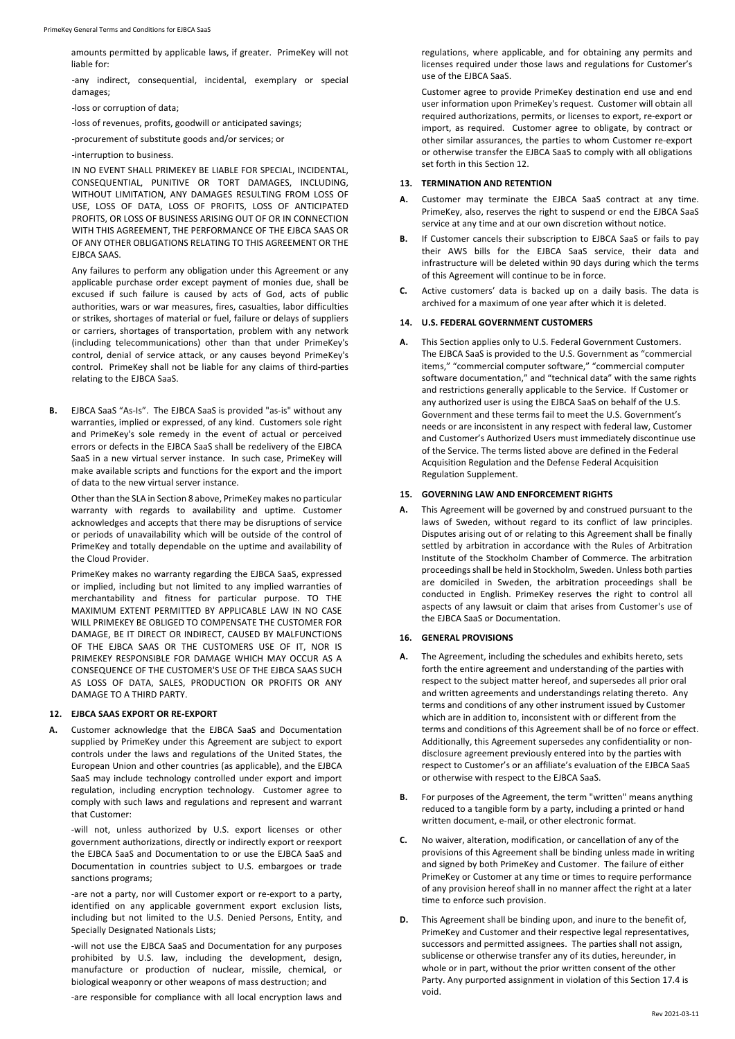amounts permitted by applicable laws, if greater. PrimeKey will not liable for:

-any indirect, consequential, incidental, exemplary or special damages;

-loss or corruption of data;

-loss of revenues, profits, goodwill or anticipated savings;

-procurement of substitute goods and/or services; or

-interruption to business.

IN NO EVENT SHALL PRIMEKEY BE LIABLE FOR SPECIAL, INCIDENTAL, CONSEQUENTIAL, PUNITIVE OR TORT DAMAGES, INCLUDING, WITHOUT LIMITATION, ANY DAMAGES RESULTING FROM LOSS OF USE, LOSS OF DATA, LOSS OF PROFITS, LOSS OF ANTICIPATED PROFITS, OR LOSS OF BUSINESS ARISING OUT OF OR IN CONNECTION WITH THIS AGREEMENT, THE PERFORMANCE OF THE EJBCA SAAS OR OF ANY OTHER OBLIGATIONS RELATING TO THIS AGREEMENT OR THE EJBCA SAAS.

Any failures to perform any obligation under this Agreement or any applicable purchase order except payment of monies due, shall be excused if such failure is caused by acts of God, acts of public authorities, wars or war measures, fires, casualties, labor difficulties or strikes, shortages of material or fuel, failure or delays of suppliers or carriers, shortages of transportation, problem with any network (including telecommunications) other than that under PrimeKey's control, denial of service attack, or any causes beyond PrimeKey's control. PrimeKey shall not be liable for any claims of third-parties relating to the EJBCA SaaS.

**B.** EJBCA SaaS "As-Is". The EJBCA SaaS is provided "as-is" without any warranties, implied or expressed, of any kind. Customers sole right and PrimeKey's sole remedy in the event of actual or perceived errors or defects in the EJBCA SaaS shall be redelivery of the EJBCA SaaS in a new virtual server instance. In such case, PrimeKey will make available scripts and functions for the export and the import of data to the new virtual server instance.

Other than the SLA in Section 8 above, PrimeKey makes no particular warranty with regards to availability and uptime. Customer acknowledges and accepts that there may be disruptions of service or periods of unavailability which will be outside of the control of PrimeKey and totally dependable on the uptime and availability of the Cloud Provider.

PrimeKey makes no warranty regarding the EJBCA SaaS, expressed or implied, including but not limited to any implied warranties of merchantability and fitness for particular purpose. TO THE MAXIMUM EXTENT PERMITTED BY APPLICABLE LAW IN NO CASE WILL PRIMEKEY BE OBLIGED TO COMPENSATE THE CUSTOMER FOR DAMAGE, BE IT DIRECT OR INDIRECT, CAUSED BY MALFUNCTIONS OF THE EJBCA SAAS OR THE CUSTOMERS USE OF IT, NOR IS PRIMEKEY RESPONSIBLE FOR DAMAGE WHICH MAY OCCUR AS A CONSEQUENCE OF THE CUSTOMER'S USE OF THE EJBCA SAAS SUCH AS LOSS OF DATA, SALES, PRODUCTION OR PROFITS OR ANY DAMAGE TO A THIRD PARTY.

## 12. EJBCA SAAS EXPORT OR RE-EXPORT

**A.** Customer acknowledge that the EJBCA SaaS and Documentation supplied by PrimeKey under this Agreement are subject to export controls under the laws and regulations of the United States, the European Union and other countries (as applicable), and the EJBCA SaaS may include technology controlled under export and import regulation, including encryption technology. Customer agree to comply with such laws and regulations and represent and warrant that Customer:

-will not, unless authorized by U.S. export licenses or other government authorizations, directly or indirectly export or reexport the EJBCA SaaS and Documentation to or use the EJBCA SaaS and Documentation in countries subject to U.S. embargoes or trade sanctions programs;

-are not a party, nor will Customer export or re-export to a party, identified on any applicable government export exclusion lists, including but not limited to the U.S. Denied Persons, Entity, and Specially Designated Nationals Lists;

-will not use the EJBCA SaaS and Documentation for any purposes prohibited by U.S. law, including the development, design, manufacture or production of nuclear, missile, chemical, or biological weaponry or other weapons of mass destruction; and

-are responsible for compliance with all local encryption laws and regulations, where applicable, and for obtaining any permits and licenses required under those laws and regulations for Customer's use of the EJBCA SaaS.

Customer agree to provide PrimeKey destination end use and end user information upon PrimeKey's request. Customer will obtain all required authorizations, permits, or licenses to export, re-export or import, as required. Customer agree to obligate, by contract or other similar assurances, the parties to whom Customer re-export or otherwise transfer the EJBCA SaaS to comply with all obligations set forth in this Section 12.

## 13. TERMINATION AND RETENTION

**A.** Customer may terminate the EJBCA SaaS contract at any time. PrimeKey, also, reserves the right to suspend or end the EJBCA SaaS service at any time and at our own discretion without notice.

**B.** If Customer cancels their subscription to EJBCA SaaS or fails to pay their AWS bills for the EJBCA SaaS service, their data and infrastructure will be deleted within 90 days during which the terms of this Agreement will continue to be in force.

**C.** Active customers' data is backed up on a daily basis. The data is archived for a maximum of one year after which it is deleted.

## 14. U.S. FEDERAL GOVERNMENT CUSTOMERS

**A.** This Section applies only to U.S. Federal Government Customers. The EJBCA SaaS is provided to the U.S. Government as "commercial items," "commercial computer software," "commercial computer software documentation," and "technical data" with the same rights and restrictions generally applicable to the Service. If Customer or any authorized user is using the EJBCA SaaS on behalf of the U.S. Government and these terms fail to meet the U.S. Government's needs or are inconsistent in any respect with federal law, Customer and Customer's Authorized Users must immediately discontinue use of the Service. The terms listed above are defined in the Federal Acquisition Regulation and the Defense Federal Acquisition Regulation Supplement.

## 15. GOVERNING LAW AND ENFORCEMENT RIGHTS

**A.** This Agreement will be governed by and construed pursuant to the laws of Sweden, without regard to its conflict of law principles. Disputes arising out of or relating to this Agreement shall be finally settled by arbitration in accordance with the Rules of Arbitration Institute of the Stockholm Chamber of Commerce. The arbitration proceedings shall be held in Stockholm, Sweden. Unless both parties are domiciled in Sweden, the arbitration proceedings shall be conducted in English. PrimeKey reserves the right to control all aspects of any lawsuit or claim that arises from Customer's use of the EJBCA SaaS or Documentation.

## 16. GENERAL PROVISIONS

**A.** The Agreement, including the schedules and exhibits hereto, sets forth the entire agreement and understanding of the parties with respect to the subject matter hereof, and supersedes all prior oral and written agreements and understandings relating thereto. Any terms and conditions of any other instrument issued by Customer which are in addition to, inconsistent with or different from the terms and conditions of this Agreement shall be of no force or effect. Additionally, this Agreement supersedes any confidentiality or non-disclosure agreement previously entered into by the parties with respect to Customer's or an affiliate's evaluation of the EJBCA SaaS or otherwise with respect to the EJBCA SaaS.

**B.** For purposes of the Agreement, the term "written" means anything reduced to a tangible form by a party, including a printed or hand written document, e-mail, or other electronic format.

**C.** No waiver, alteration, modification, or cancellation of any of the provisions of this Agreement shall be binding unless made in writing and signed by both PrimeKey and Customer. The failure of either PrimeKey or Customer at any time or times to require performance of any provision hereof shall in no manner affect the right at a later time to enforce such provision.

**D.** This Agreement shall be binding upon, and inure to the benefit of, PrimeKey and Customer and their respective legal representatives, successors and permitted assignees. The parties shall not assign, sublicense or otherwise transfer any of its duties, hereunder, in whole or in part, without the prior written consent of the other Party. Any purported assignment in violation of this Section 17.4 is void.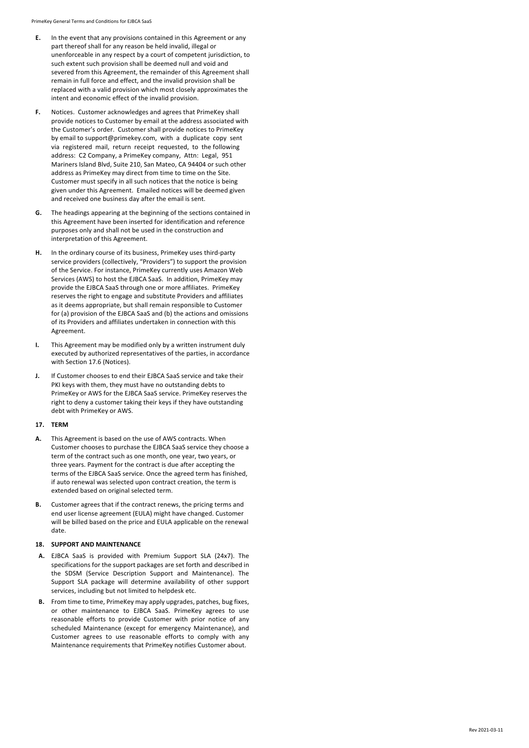**E.** In the event that any provisions contained in this Agreement or any part thereof shall for any reason be held invalid, illegal or unenforceable in any respect by a court of competent jurisdiction, to such extent such provision shall be deemed null and void and severed from this Agreement, the remainder of this Agreement shall remain in full force and effect, and the invalid provision shall be replaced with a valid provision which most closely approximates the intent and economic effect of the invalid provision.

**F.** Notices. Customer acknowledges and agrees that PrimeKey shall provide notices to Customer by email at the address associated with the Customer's order. Customer shall provide notices to PrimeKey by email to support@primekey.com, with a duplicate copy sent via registered mail, return receipt requested, to the following address: C2 Company, a PrimeKey company, Attn: Legal, 951 Mariners Island Blvd, Suite 210, San Mateo, CA 94404 or such other address as PrimeKey may direct from time to time on the Site. Customer must specify in all such notices that the notice is being given under this Agreement. Emailed notices will be deemed given and received one business day after the email is sent.

**G.** The headings appearing at the beginning of the sections contained in this Agreement have been inserted for identification and reference purposes only and shall not be used in the construction and interpretation of this Agreement.

**H.** In the ordinary course of its business, PrimeKey uses third-party service providers (collectively, "Providers") to support the provision of the Service. For instance, PrimeKey currently uses Amazon Web Services (AWS) to host the EJBCA SaaS. In addition, PrimeKey may provide the EJBCA SaaS through one or more affiliates. PrimeKey reserves the right to engage and substitute Providers and affiliates as it deems appropriate, but shall remain responsible to Customer for (a) provision of the EJBCA SaaS and (b) the actions and omissions of its Providers and affiliates undertaken in connection with this Agreement.

**I.** This Agreement may be modified only by a written instrument duly executed by authorized representatives of the parties, in accordance with Section 17.6 (Notices).

**J.** If Customer chooses to end their EJBCA SaaS service and take their PKI keys with them, they must have no outstanding debts to PrimeKey or AWS for the EJBCA SaaS service. PrimeKey reserves the right to deny a customer taking their keys if they have outstanding debt with PrimeKey or AWS.

## 17. TERM

**A.** This Agreement is based on the use of AWS contracts. When Customer chooses to purchase the EJBCA SaaS service they choose a term of the contract such as one month, one year, two years, or three years. Payment for the contract is due after accepting the terms of the EJBCA SaaS service. Once the agreed term has finished, if auto renewal was selected upon contract creation, the term is extended based on original selected term.

**B.** Customer agrees that if the contract renews, the pricing terms and end user license agreement (EULA) might have changed. Customer will be billed based on the price and EULA applicable on the renewal date.

## 18. SUPPORT AND MAINTENANCE

**A.** EJBCA SaaS is provided with Premium Support SLA (24x7). The specifications for the support packages are set forth and described in the SDSM (Service Description Support and Maintenance). The Support SLA package will determine availability of other support services, including but not limited to helpdesk etc.

**B.** From time to time, PrimeKey may apply upgrades, patches, bug fixes, or other maintenance to EJBCA SaaS. PrimeKey agrees to use reasonable efforts to provide Customer with prior notice of any scheduled Maintenance (except for emergency Maintenance), and Customer agrees to use reasonable efforts to comply with any Maintenance requirements that PrimeKey notifies Customer about.